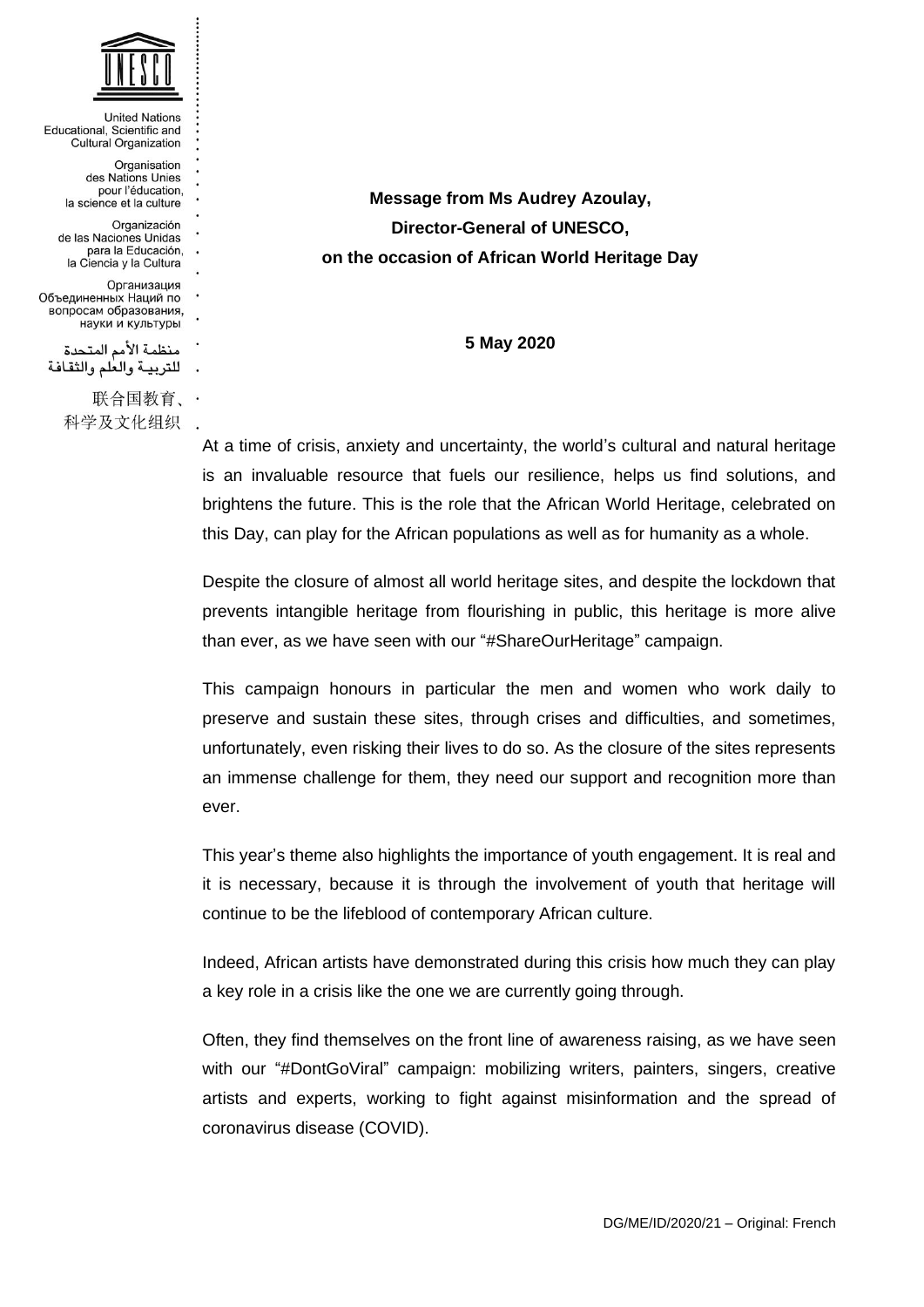United Nations
Educational, Scientific and
Cultural Organization

Organisation
des Nations Unies
pour l'éducation,
la science et la culture

Organización
de las Naciones Unidas
para la Educación,
la Ciencia y la Cultura

Организация
Объединенных Наций по
вопросам образования,
науки и культуры

منظمة الأمم المتحدة
للتربية والعلم والثقافة

联合国教育、
科学及文化组织

**Message from Ms Audrey Azoulay,**
**Director-General of UNESCO,**
**on the occasion of African World Heritage Day**

**5 May 2020**

At a time of crisis, anxiety and uncertainty, the world's cultural and natural heritage is an invaluable resource that fuels our resilience, helps us find solutions, and brightens the future. This is the role that the African World Heritage, celebrated on this Day, can play for the African populations as well as for humanity as a whole.

Despite the closure of almost all world heritage sites, and despite the lockdown that prevents intangible heritage from flourishing in public, this heritage is more alive than ever, as we have seen with our "#ShareOurHeritage" campaign.

This campaign honours in particular the men and women who work daily to preserve and sustain these sites, through crises and difficulties, and sometimes, unfortunately, even risking their lives to do so. As the closure of the sites represents an immense challenge for them, they need our support and recognition more than ever.

This year's theme also highlights the importance of youth engagement. It is real and it is necessary, because it is through the involvement of youth that heritage will continue to be the lifeblood of contemporary African culture.

Indeed, African artists have demonstrated during this crisis how much they can play a key role in a crisis like the one we are currently going through.

Often, they find themselves on the front line of awareness raising, as we have seen with our "#DontGoViral" campaign: mobilizing writers, painters, singers, creative artists and experts, working to fight against misinformation and the spread of coronavirus disease (COVID).

DG/ME/ID/2020/21 – Original: French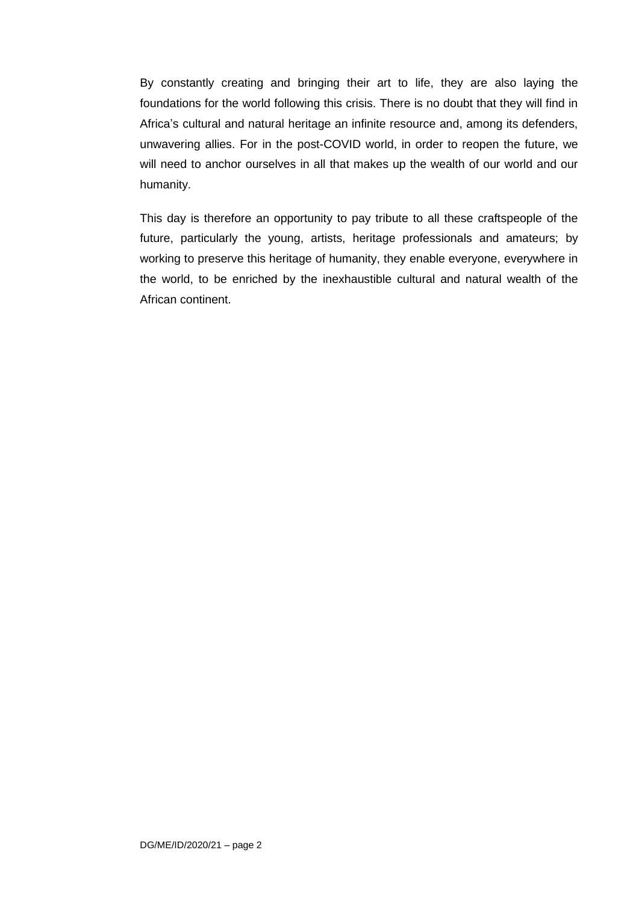By constantly creating and bringing their art to life, they are also laying the foundations for the world following this crisis. There is no doubt that they will find in Africa's cultural and natural heritage an infinite resource and, among its defenders, unwavering allies. For in the post-COVID world, in order to reopen the future, we will need to anchor ourselves in all that makes up the wealth of our world and our humanity.

This day is therefore an opportunity to pay tribute to all these craftspeople of the future, particularly the young, artists, heritage professionals and amateurs; by working to preserve this heritage of humanity, they enable everyone, everywhere in the world, to be enriched by the inexhaustible cultural and natural wealth of the African continent.